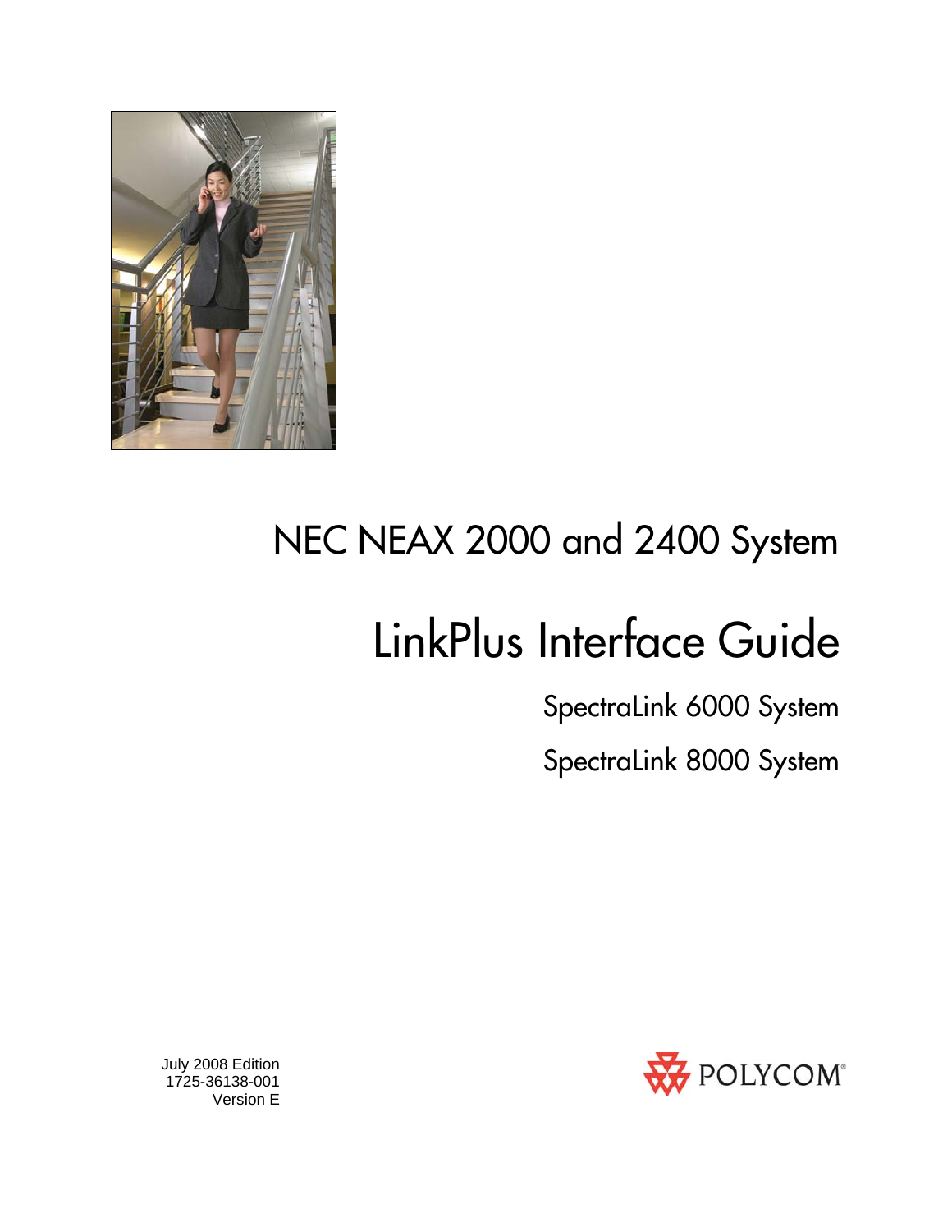# NEC NEAX 2000 and 2400 System

# LinkPlus Interface Guide

## SpectraLink 6000 System

## SpectraLink 8000 System

July 2008 Edition
1725-36138-001
Version E

POLYCOM®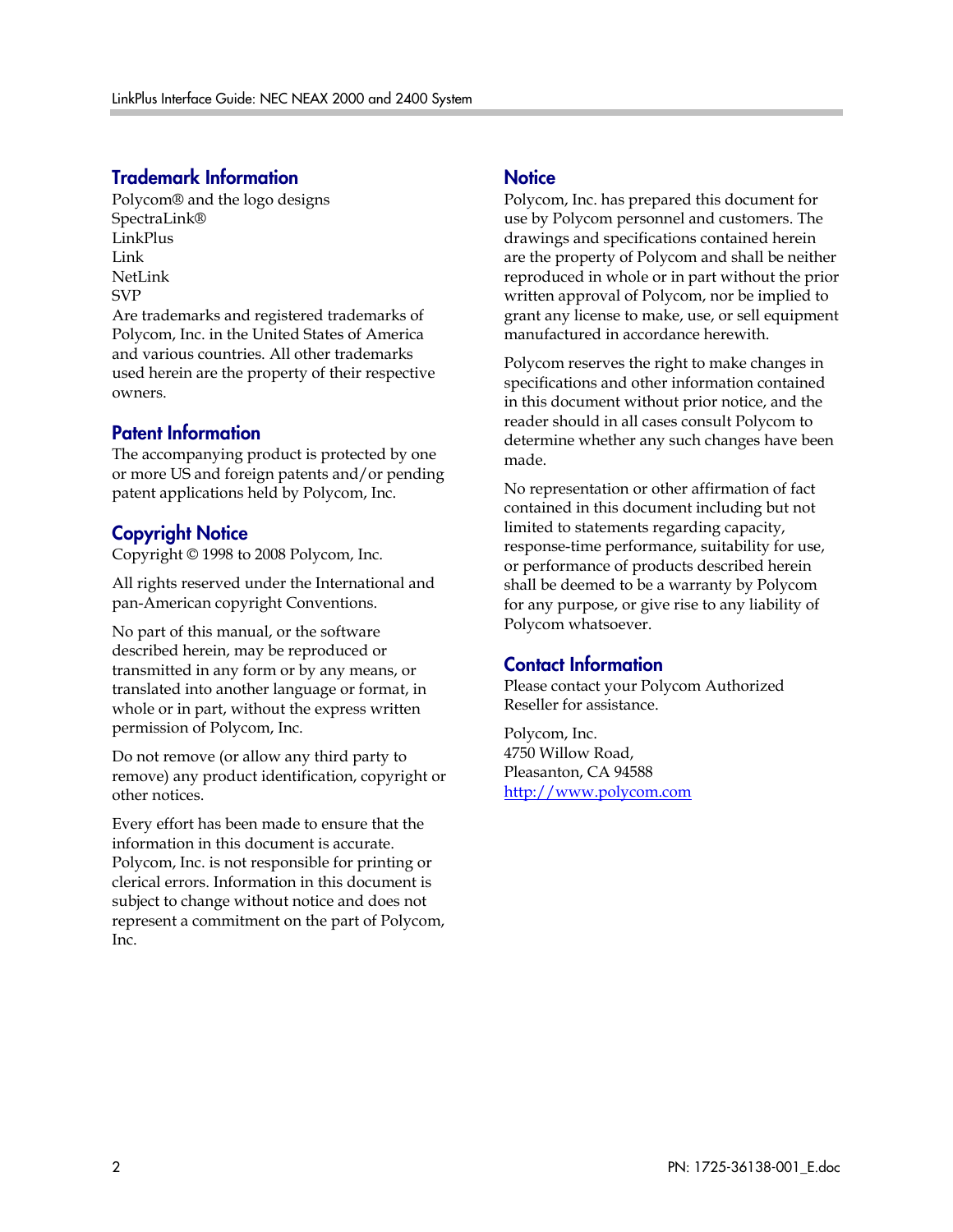## Trademark Information

Polycom® and the logo designs
SpectraLink®
LinkPlus
Link
NetLink
SVP
Are trademarks and registered trademarks of Polycom, Inc. in the United States of America and various countries. All other trademarks used herein are the property of their respective owners.

## Patent Information

The accompanying product is protected by one or more US and foreign patents and/or pending patent applications held by Polycom, Inc.

## Copyright Notice

Copyright © 1998 to 2008 Polycom, Inc.

All rights reserved under the International and pan-American copyright Conventions.

No part of this manual, or the software described herein, may be reproduced or transmitted in any form or by any means, or translated into another language or format, in whole or in part, without the express written permission of Polycom, Inc.

Do not remove (or allow any third party to remove) any product identification, copyright or other notices.

Every effort has been made to ensure that the information in this document is accurate. Polycom, Inc. is not responsible for printing or clerical errors. Information in this document is subject to change without notice and does not represent a commitment on the part of Polycom, Inc.

## Notice

Polycom, Inc. has prepared this document for use by Polycom personnel and customers. The drawings and specifications contained herein are the property of Polycom and shall be neither reproduced in whole or in part without the prior written approval of Polycom, nor be implied to grant any license to make, use, or sell equipment manufactured in accordance herewith.

Polycom reserves the right to make changes in specifications and other information contained in this document without prior notice, and the reader should in all cases consult Polycom to determine whether any such changes have been made.

No representation or other affirmation of fact contained in this document including but not limited to statements regarding capacity, response-time performance, suitability for use, or performance of products described herein shall be deemed to be a warranty by Polycom for any purpose, or give rise to any liability of Polycom whatsoever.

## Contact Information

Please contact your Polycom Authorized Reseller for assistance.

Polycom, Inc.
4750 Willow Road,
Pleasanton, CA 94588
http://www.polycom.com

PN: 1725-36138-001_E.doc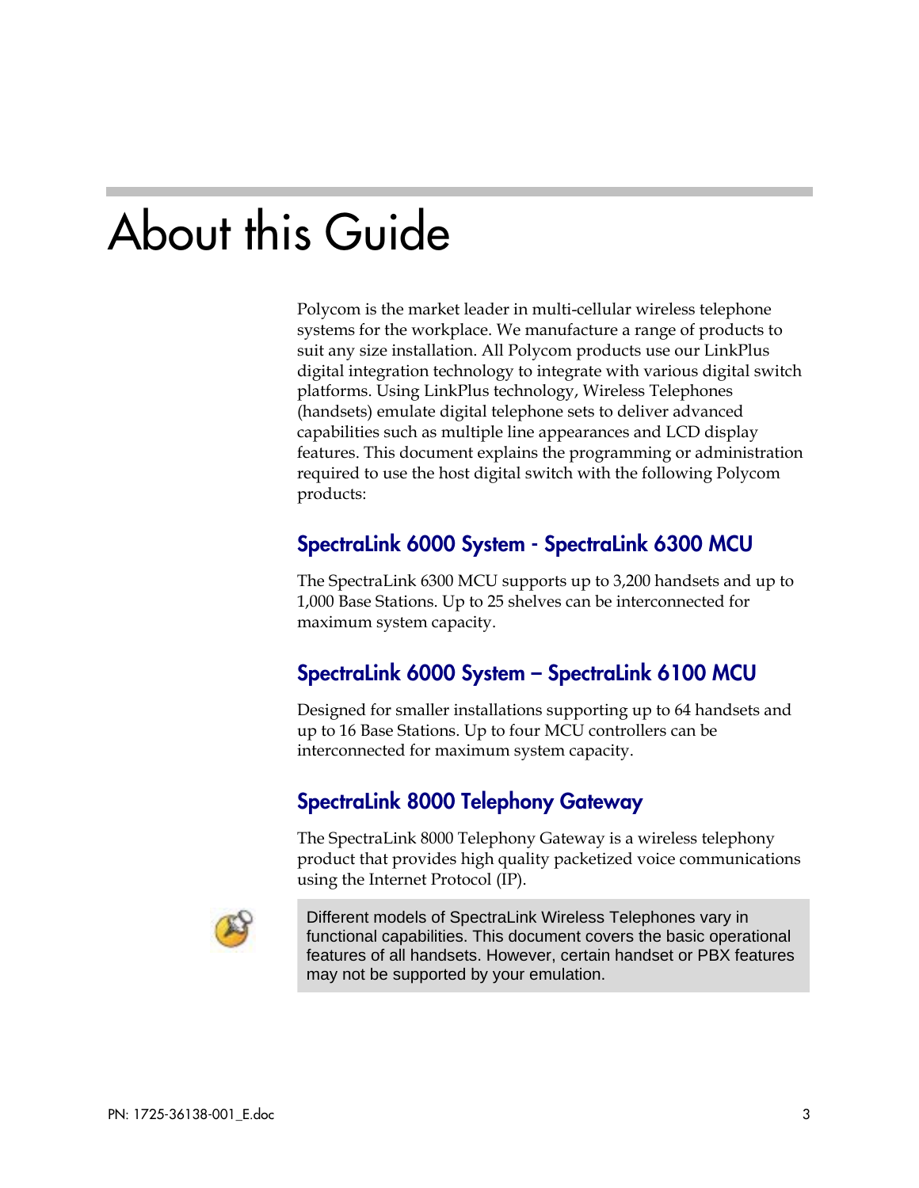# About this Guide

Polycom is the market leader in multi-cellular wireless telephone systems for the workplace. We manufacture a range of products to suit any size installation. All Polycom products use our LinkPlus digital integration technology to integrate with various digital switch platforms. Using LinkPlus technology, Wireless Telephones (handsets) emulate digital telephone sets to deliver advanced capabilities such as multiple line appearances and LCD display features. This document explains the programming or administration required to use the host digital switch with the following Polycom products:

## SpectraLink 6000 System - SpectraLink 6300 MCU

The SpectraLink 6300 MCU supports up to 3,200 handsets and up to 1,000 Base Stations. Up to 25 shelves can be interconnected for maximum system capacity.

## SpectraLink 6000 System – SpectraLink 6100 MCU

Designed for smaller installations supporting up to 64 handsets and up to 16 Base Stations. Up to four MCU controllers can be interconnected for maximum system capacity.

## SpectraLink 8000 Telephony Gateway

The SpectraLink 8000 Telephony Gateway is a wireless telephony product that provides high quality packetized voice communications using the Internet Protocol (IP).

> Different models of SpectraLink Wireless Telephones vary in functional capabilities. This document covers the basic operational features of all handsets. However, certain handset or PBX features may not be supported by your emulation.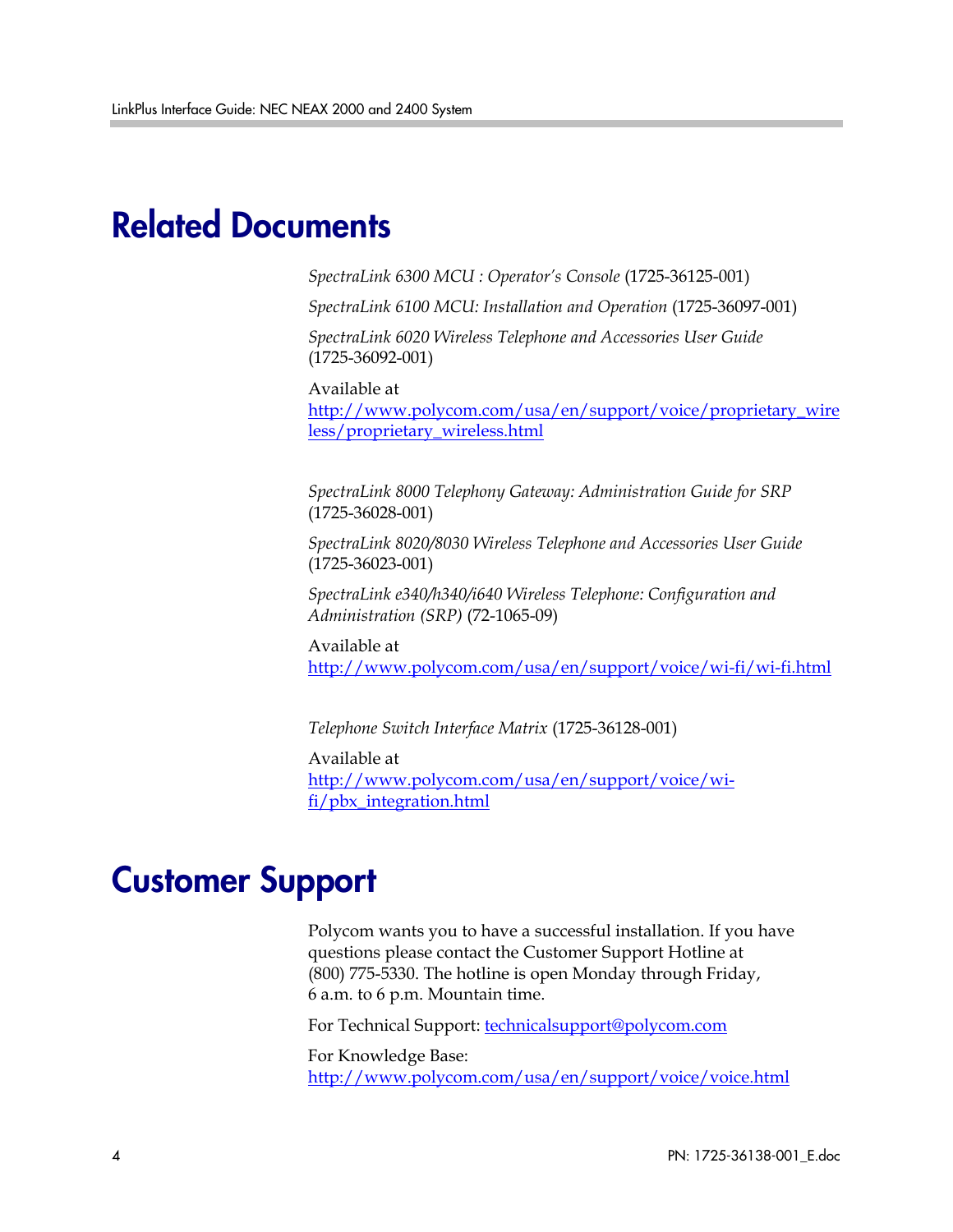# Related Documents

*SpectraLink 6300 MCU : Operator's Console* (1725-36125-001)

*SpectraLink 6100 MCU: Installation and Operation* (1725-36097-001)

*SpectraLink 6020 Wireless Telephone and Accessories User Guide* (1725-36092-001)

Available at
http://www.polycom.com/usa/en/support/voice/proprietary_wireless/proprietary_wireless.html

*SpectraLink 8000 Telephony Gateway: Administration Guide for SRP* (1725-36028-001)

*SpectraLink 8020/8030 Wireless Telephone and Accessories User Guide* (1725-36023-001)

*SpectraLink e340/h340/i640 Wireless Telephone: Configuration and Administration (SRP)* (72-1065-09)

Available at
http://www.polycom.com/usa/en/support/voice/wi-fi/wi-fi.html

*Telephone Switch Interface Matrix* (1725-36128-001)

Available at
http://www.polycom.com/usa/en/support/voice/wi-fi/pbx_integration.html

# Customer Support

Polycom wants you to have a successful installation. If you have questions please contact the Customer Support Hotline at (800) 775-5330. The hotline is open Monday through Friday, 6 a.m. to 6 p.m. Mountain time.

For Technical Support: technicalsupport@polycom.com

For Knowledge Base:
http://www.polycom.com/usa/en/support/voice/voice.html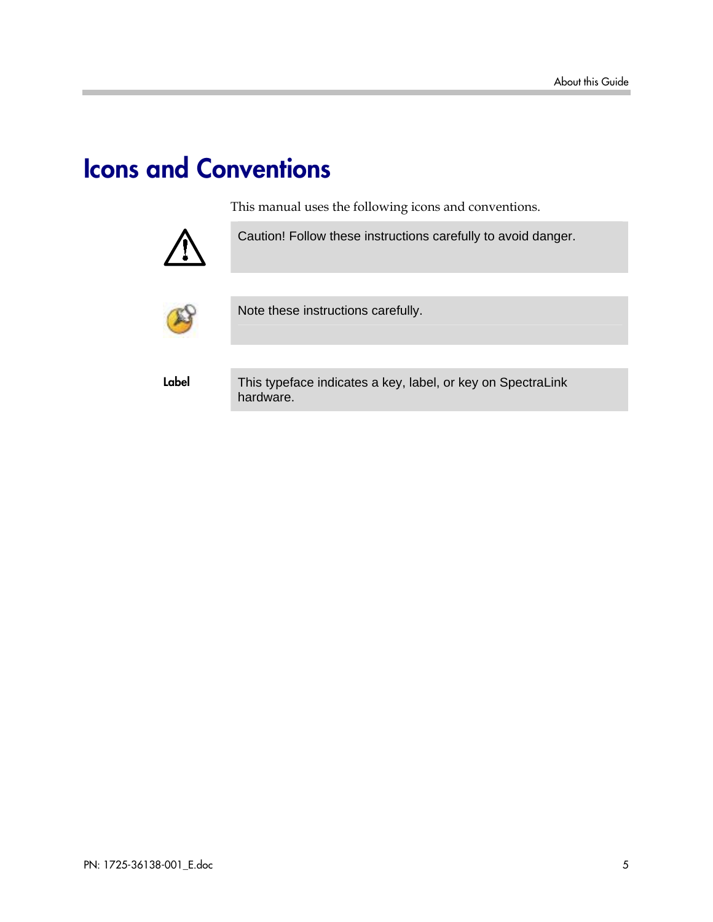# Icons and Conventions

This manual uses the following icons and conventions.

| | |
|---|---|
| | Caution! Follow these instructions carefully to avoid danger. |
| | Note these instructions carefully. |
| **Label** | This typeface indicates a key, label, or key on SpectraLink hardware. |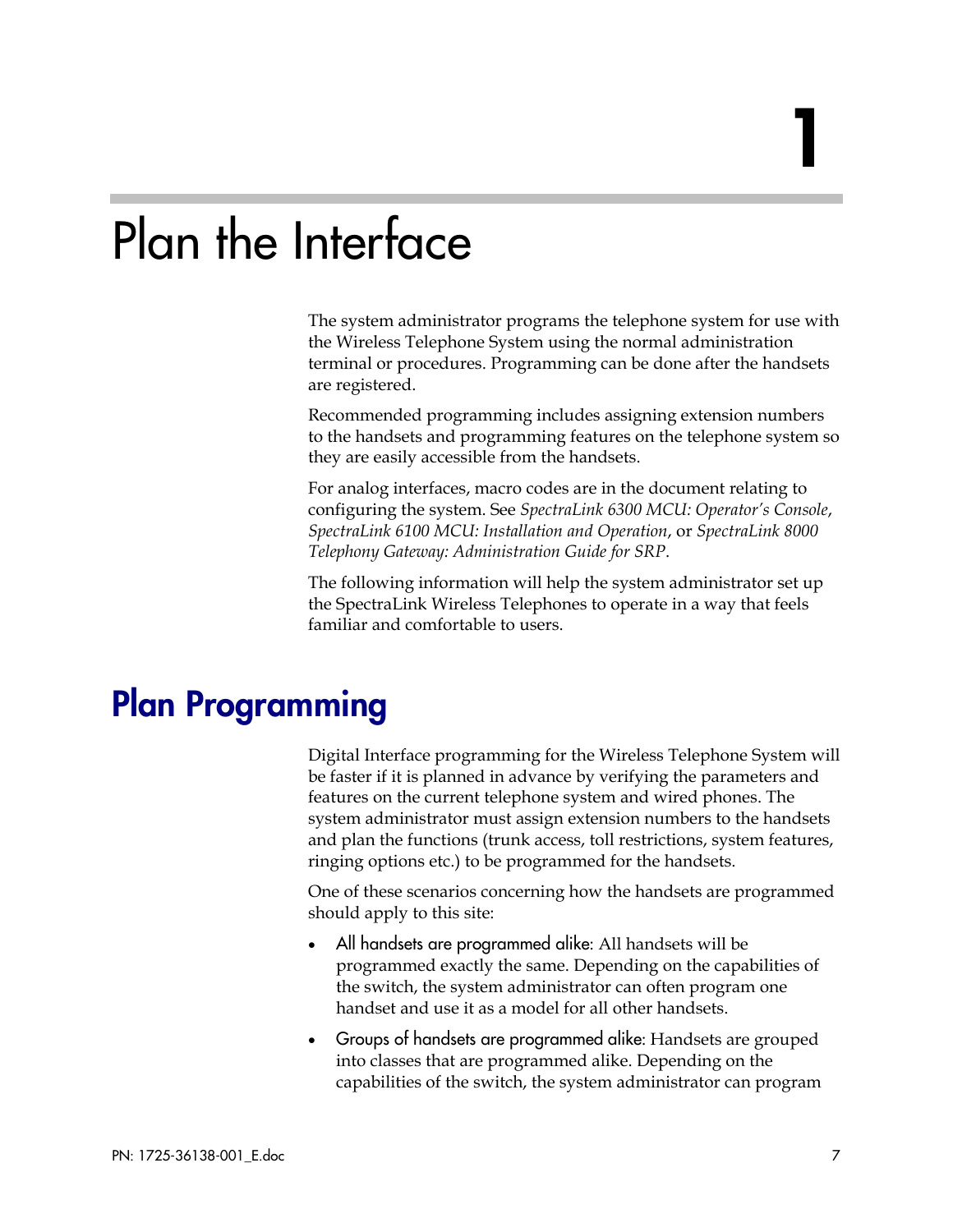# 1

# Plan the Interface

The system administrator programs the telephone system for use with the Wireless Telephone System using the normal administration terminal or procedures. Programming can be done after the handsets are registered.

Recommended programming includes assigning extension numbers to the handsets and programming features on the telephone system so they are easily accessible from the handsets.

For analog interfaces, macro codes are in the document relating to configuring the system. See *SpectraLink 6300 MCU: Operator's Console*, *SpectraLink 6100 MCU: Installation and Operation*, or *SpectraLink 8000 Telephony Gateway: Administration Guide for SRP*.

The following information will help the system administrator set up the SpectraLink Wireless Telephones to operate in a way that feels familiar and comfortable to users.

## Plan Programming

Digital Interface programming for the Wireless Telephone System will be faster if it is planned in advance by verifying the parameters and features on the current telephone system and wired phones. The system administrator must assign extension numbers to the handsets and plan the functions (trunk access, toll restrictions, system features, ringing options etc.) to be programmed for the handsets.

One of these scenarios concerning how the handsets are programmed should apply to this site:

- All handsets are programmed alike: All handsets will be programmed exactly the same. Depending on the capabilities of the switch, the system administrator can often program one handset and use it as a model for all other handsets.
- Groups of handsets are programmed alike: Handsets are grouped into classes that are programmed alike. Depending on the capabilities of the switch, the system administrator can program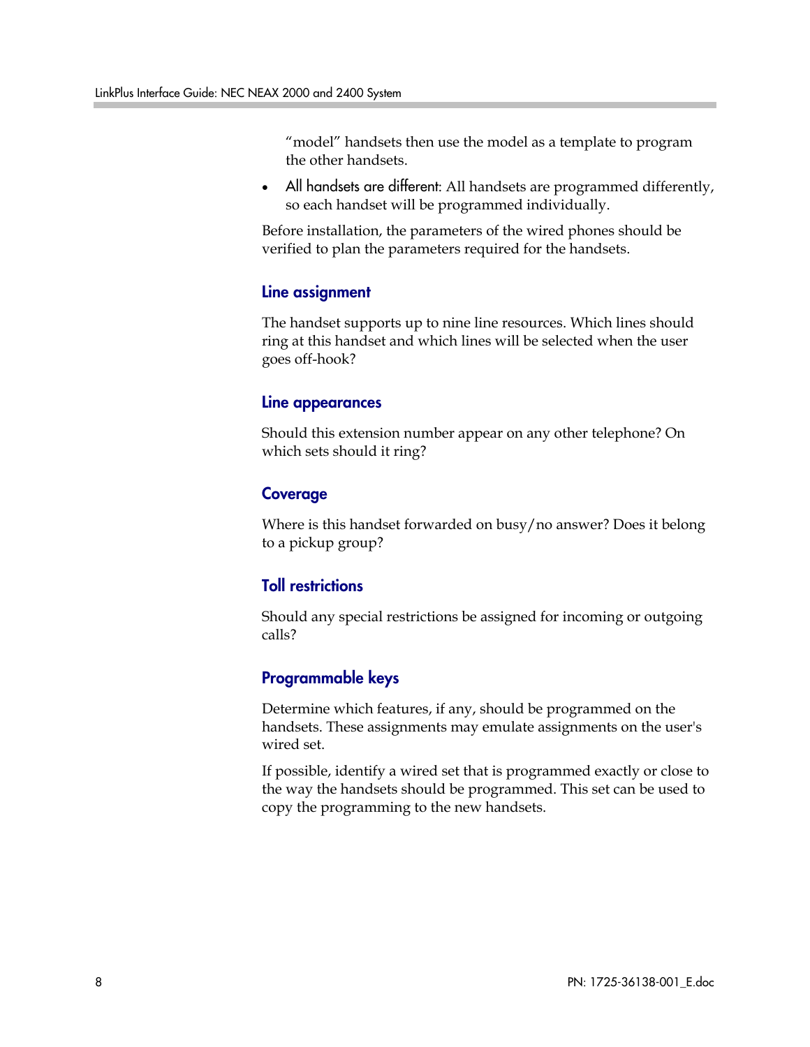"model" handsets then use the model as a template to program the other handsets.

- All handsets are different: All handsets are programmed differently, so each handset will be programmed individually.

Before installation, the parameters of the wired phones should be verified to plan the parameters required for the handsets.

### Line assignment

The handset supports up to nine line resources. Which lines should ring at this handset and which lines will be selected when the user goes off-hook?

### Line appearances

Should this extension number appear on any other telephone? On which sets should it ring?

### Coverage

Where is this handset forwarded on busy/no answer? Does it belong to a pickup group?

### Toll restrictions

Should any special restrictions be assigned for incoming or outgoing calls?

### Programmable keys

Determine which features, if any, should be programmed on the handsets. These assignments may emulate assignments on the user's wired set.

If possible, identify a wired set that is programmed exactly or close to the way the handsets should be programmed. This set can be used to copy the programming to the new handsets.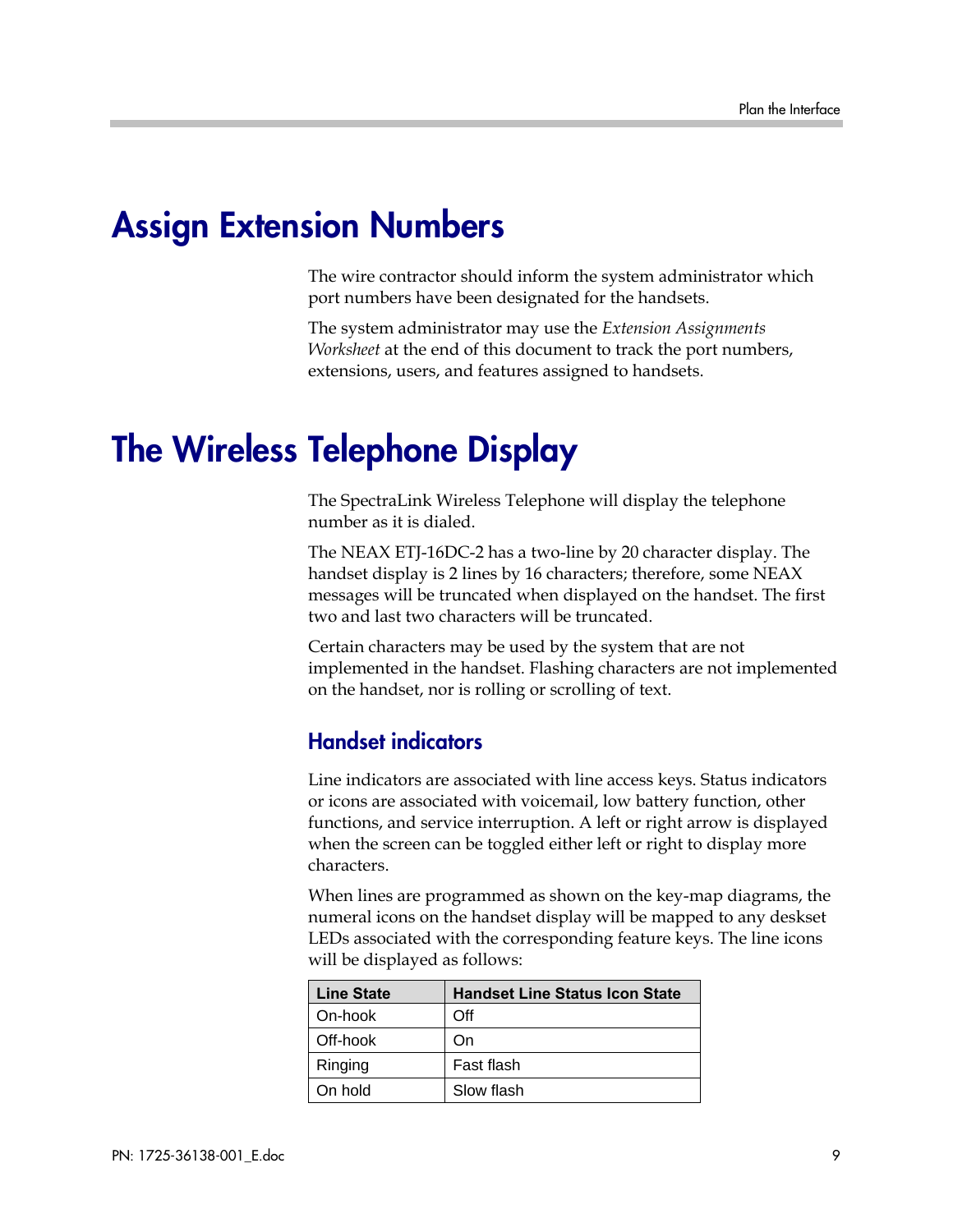# Assign Extension Numbers

The wire contractor should inform the system administrator which port numbers have been designated for the handsets.

The system administrator may use the *Extension Assignments Worksheet* at the end of this document to track the port numbers, extensions, users, and features assigned to handsets.

# The Wireless Telephone Display

The SpectraLink Wireless Telephone will display the telephone number as it is dialed.

The NEAX ETJ-16DC-2 has a two-line by 20 character display. The handset display is 2 lines by 16 characters; therefore, some NEAX messages will be truncated when displayed on the handset. The first two and last two characters will be truncated.

Certain characters may be used by the system that are not implemented in the handset. Flashing characters are not implemented on the handset, nor is rolling or scrolling of text.

## Handset indicators

Line indicators are associated with line access keys. Status indicators or icons are associated with voicemail, low battery function, other functions, and service interruption. A left or right arrow is displayed when the screen can be toggled either left or right to display more characters.

When lines are programmed as shown on the key-map diagrams, the numeral icons on the handset display will be mapped to any deskset LEDs associated with the corresponding feature keys. The line icons will be displayed as follows:

| Line State | Handset Line Status Icon State |
|---|---|
| On-hook | Off |
| Off-hook | On |
| Ringing | Fast flash |
| On hold | Slow flash |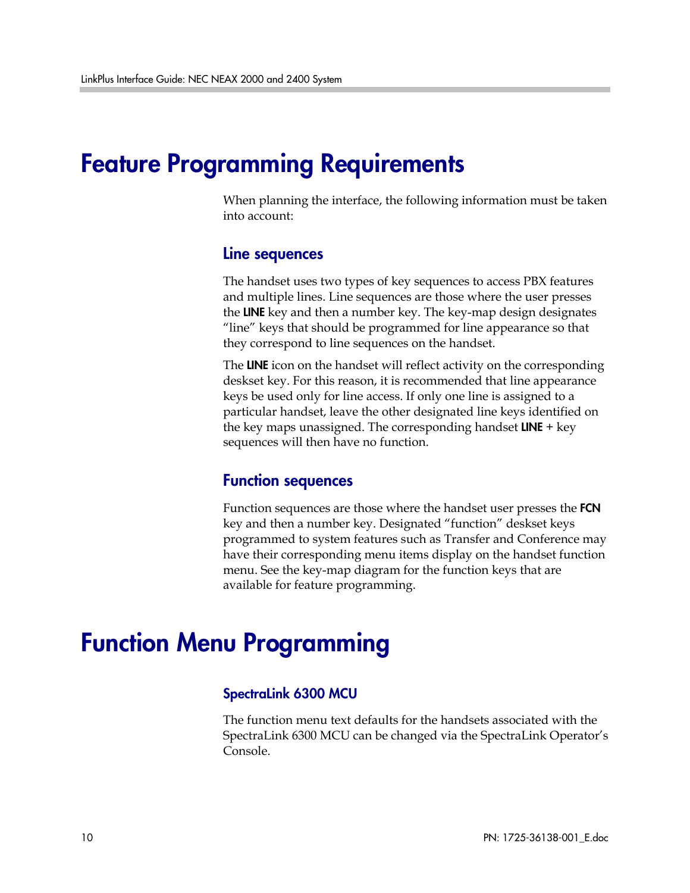# Feature Programming Requirements

When planning the interface, the following information must be taken into account:

## Line sequences

The handset uses two types of key sequences to access PBX features and multiple lines. Line sequences are those where the user presses the **LINE** key and then a number key. The key-map design designates "line" keys that should be programmed for line appearance so that they correspond to line sequences on the handset.

The **LINE** icon on the handset will reflect activity on the corresponding deskset key. For this reason, it is recommended that line appearance keys be used only for line access. If only one line is assigned to a particular handset, leave the other designated line keys identified on the key maps unassigned. The corresponding handset **LINE** + key sequences will then have no function.

## Function sequences

Function sequences are those where the handset user presses the **FCN** key and then a number key. Designated "function" deskset keys programmed to system features such as Transfer and Conference may have their corresponding menu items display on the handset function menu. See the key-map diagram for the function keys that are available for feature programming.

# Function Menu Programming

### SpectraLink 6300 MCU

The function menu text defaults for the handsets associated with the SpectraLink 6300 MCU can be changed via the SpectraLink Operator's Console.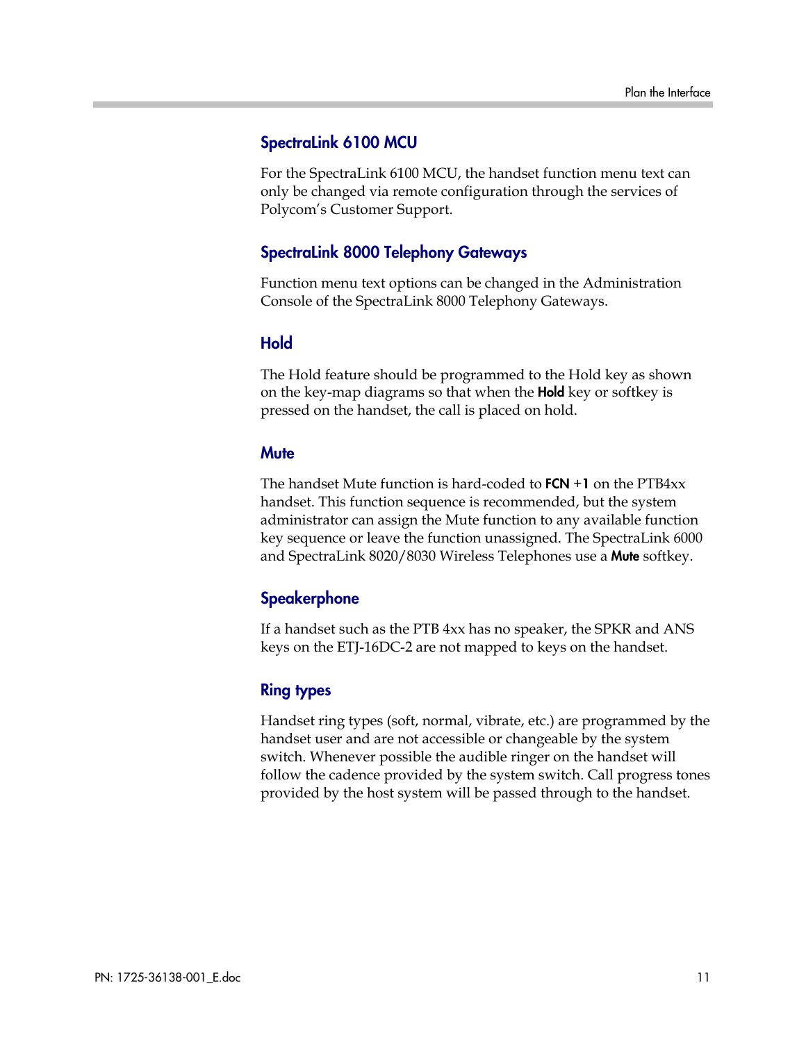### SpectraLink 6100 MCU

For the SpectraLink 6100 MCU, the handset function menu text can only be changed via remote configuration through the services of Polycom's Customer Support.

### SpectraLink 8000 Telephony Gateways

Function menu text options can be changed in the Administration Console of the SpectraLink 8000 Telephony Gateways.

### Hold

The Hold feature should be programmed to the Hold key as shown on the key-map diagrams so that when the **Hold** key or softkey is pressed on the handset, the call is placed on hold.

### Mute

The handset Mute function is hard-coded to **FCN +1** on the PTB4xx handset. This function sequence is recommended, but the system administrator can assign the Mute function to any available function key sequence or leave the function unassigned. The SpectraLink 6000 and SpectraLink 8020/8030 Wireless Telephones use a **Mute** softkey.

### Speakerphone

If a handset such as the PTB 4xx has no speaker, the SPKR and ANS keys on the ETJ-16DC-2 are not mapped to keys on the handset.

### Ring types

Handset ring types (soft, normal, vibrate, etc.) are programmed by the handset user and are not accessible or changeable by the system switch. Whenever possible the audible ringer on the handset will follow the cadence provided by the system switch. Call progress tones provided by the host system will be passed through to the handset.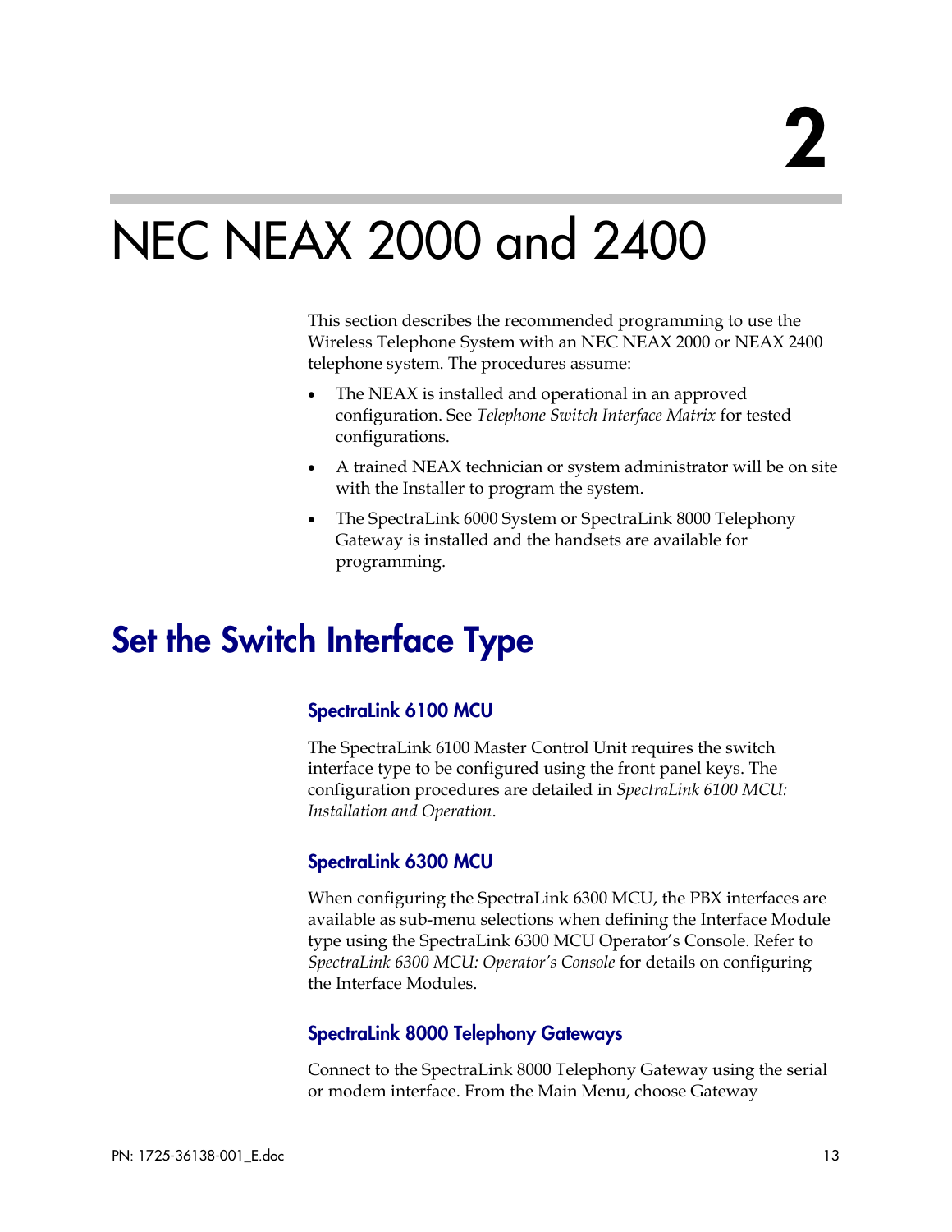# 2

# NEC NEAX 2000 and 2400

This section describes the recommended programming to use the Wireless Telephone System with an NEC NEAX 2000 or NEAX 2400 telephone system. The procedures assume:

- The NEAX is installed and operational in an approved configuration. See *Telephone Switch Interface Matrix* for tested configurations.
- A trained NEAX technician or system administrator will be on site with the Installer to program the system.
- The SpectraLink 6000 System or SpectraLink 8000 Telephony Gateway is installed and the handsets are available for programming.

## Set the Switch Interface Type

### SpectraLink 6100 MCU

The SpectraLink 6100 Master Control Unit requires the switch interface type to be configured using the front panel keys. The configuration procedures are detailed in *SpectraLink 6100 MCU: Installation and Operation*.

### SpectraLink 6300 MCU

When configuring the SpectraLink 6300 MCU, the PBX interfaces are available as sub-menu selections when defining the Interface Module type using the SpectraLink 6300 MCU Operator's Console. Refer to *SpectraLink 6300 MCU: Operator's Console* for details on configuring the Interface Modules.

### SpectraLink 8000 Telephony Gateways

Connect to the SpectraLink 8000 Telephony Gateway using the serial or modem interface. From the Main Menu, choose Gateway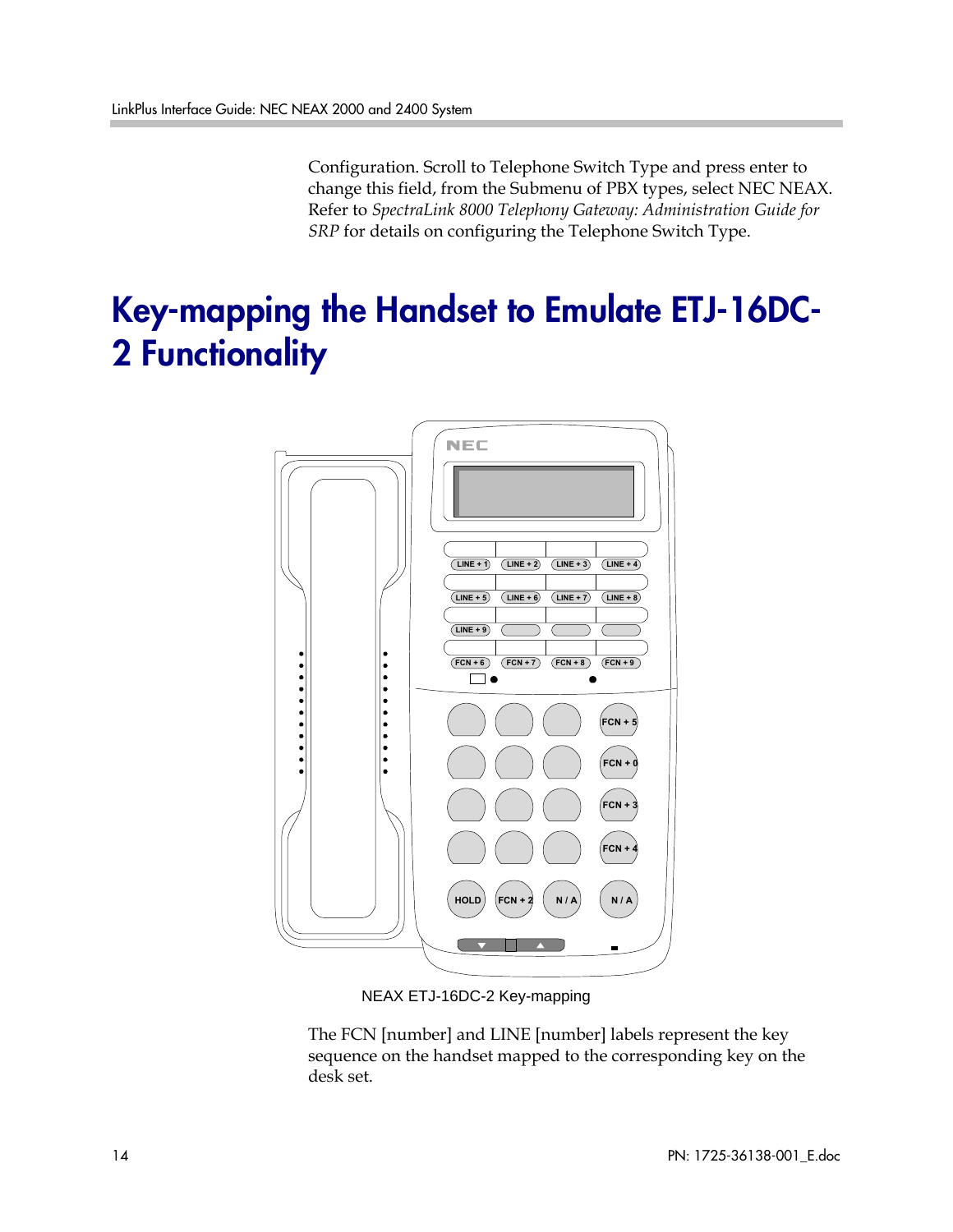Configuration. Scroll to Telephone Switch Type and press enter to change this field, from the Submenu of PBX types, select NEC NEAX. Refer to *SpectraLink 8000 Telephony Gateway: Administration Guide for SRP* for details on configuring the Telephone Switch Type.

# Key-mapping the Handset to Emulate ETJ-16DC-2 Functionality

NEAX ETJ-16DC-2 Key-mapping

The FCN [number] and LINE [number] labels represent the key sequence on the handset mapped to the corresponding key on the desk set.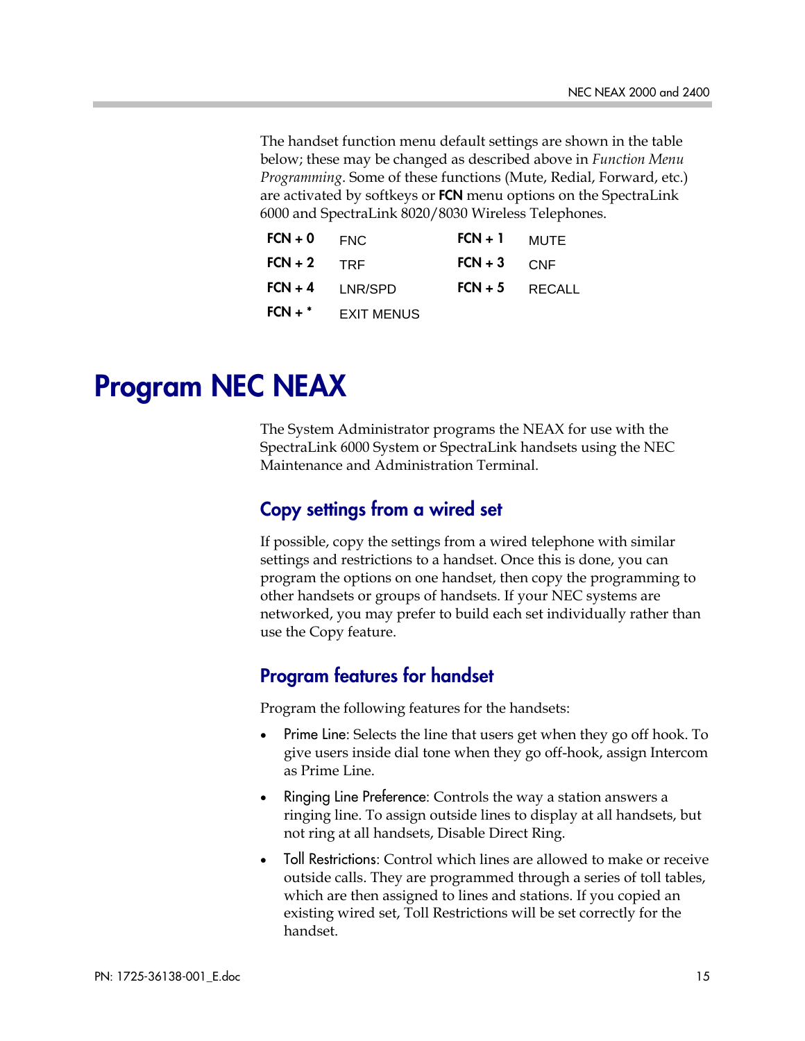The handset function menu default settings are shown in the table below; these may be changed as described above in *Function Menu Programming*. Some of these functions (Mute, Redial, Forward, etc.) are activated by softkeys or **FCN** menu options on the SpectraLink 6000 and SpectraLink 8020/8030 Wireless Telephones.

| | | | |
|---|---|---|---|
| **FCN + 0** | FNC | **FCN + 1** | MUTE |
| **FCN + 2** | TRF | **FCN + 3** | CNF |
| **FCN + 4** | LNR/SPD | **FCN + 5** | RECALL |
| **FCN + *** | EXIT MENUS | | |

# Program NEC NEAX

The System Administrator programs the NEAX for use with the SpectraLink 6000 System or SpectraLink handsets using the NEC Maintenance and Administration Terminal.

## Copy settings from a wired set

If possible, copy the settings from a wired telephone with similar settings and restrictions to a handset. Once this is done, you can program the options on one handset, then copy the programming to other handsets or groups of handsets. If your NEC systems are networked, you may prefer to build each set individually rather than use the Copy feature.

## Program features for handset

Program the following features for the handsets:

- Prime Line: Selects the line that users get when they go off hook. To give users inside dial tone when they go off-hook, assign Intercom as Prime Line.
- Ringing Line Preference: Controls the way a station answers a ringing line. To assign outside lines to display at all handsets, but not ring at all handsets, Disable Direct Ring.
- Toll Restrictions: Control which lines are allowed to make or receive outside calls. They are programmed through a series of toll tables, which are then assigned to lines and stations. If you copied an existing wired set, Toll Restrictions will be set correctly for the handset.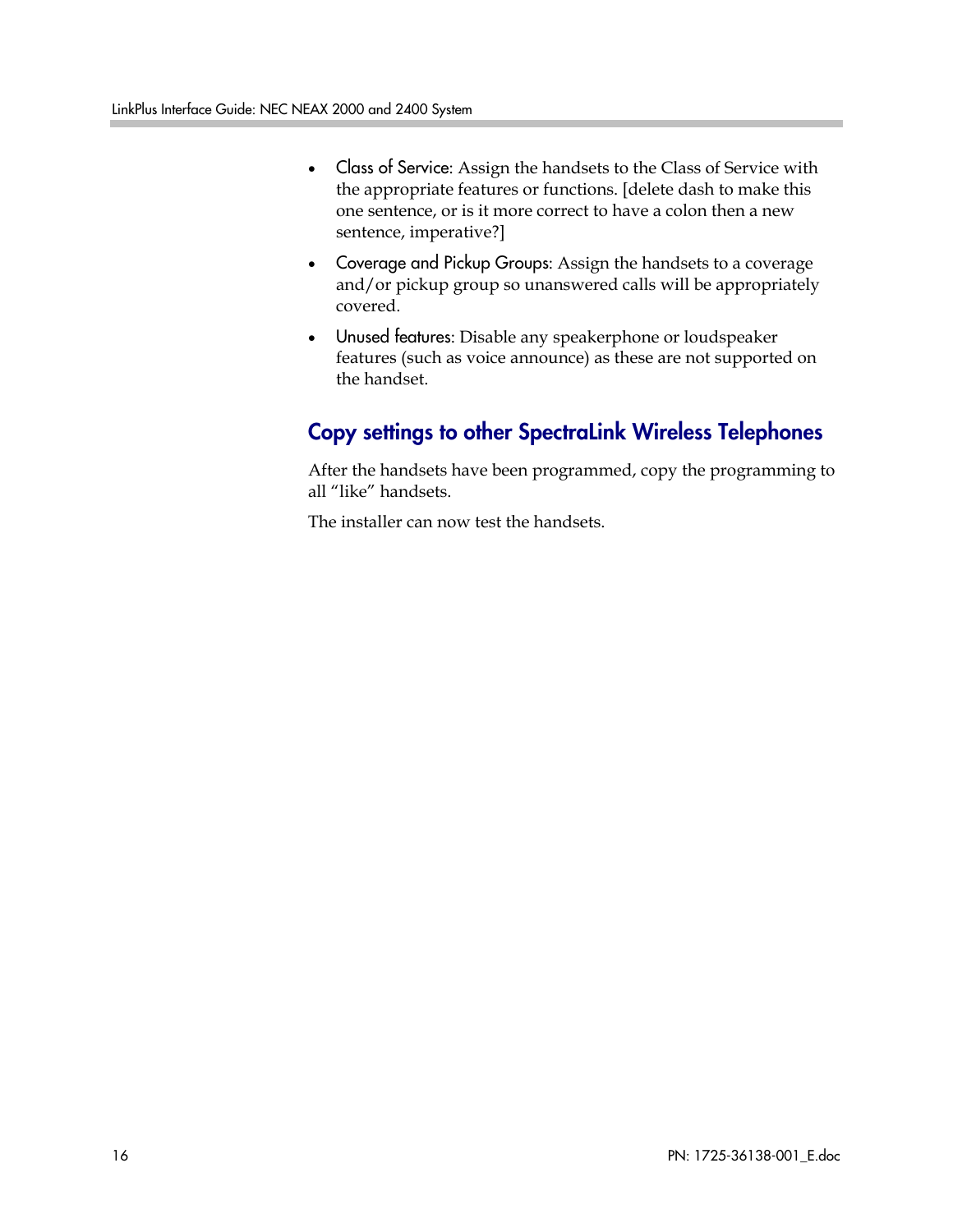- Class of Service: Assign the handsets to the Class of Service with the appropriate features or functions. [delete dash to make this one sentence, or is it more correct to have a colon then a new sentence, imperative?]
- Coverage and Pickup Groups: Assign the handsets to a coverage and/or pickup group so unanswered calls will be appropriately covered.
- Unused features: Disable any speakerphone or loudspeaker features (such as voice announce) as these are not supported on the handset.

## Copy settings to other SpectraLink Wireless Telephones

After the handsets have been programmed, copy the programming to all "like" handsets.

The installer can now test the handsets.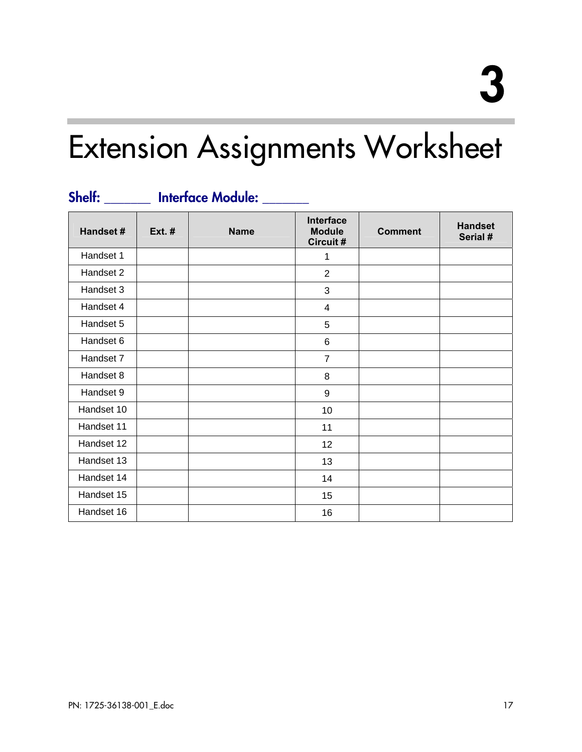# 3

# Extension Assignments Worksheet

**Shelf: ______ Interface Module: ______**

| Handset # | Ext. # | Name | Interface Module Circuit # | Comment | Handset Serial # |
|---|---|---|---|---|---|
| Handset 1 | | | 1 | | |
| Handset 2 | | | 2 | | |
| Handset 3 | | | 3 | | |
| Handset 4 | | | 4 | | |
| Handset 5 | | | 5 | | |
| Handset 6 | | | 6 | | |
| Handset 7 | | | 7 | | |
| Handset 8 | | | 8 | | |
| Handset 9 | | | 9 | | |
| Handset 10 | | | 10 | | |
| Handset 11 | | | 11 | | |
| Handset 12 | | | 12 | | |
| Handset 13 | | | 13 | | |
| Handset 14 | | | 14 | | |
| Handset 15 | | | 15 | | |
| Handset 16 | | | 16 | | |

PN: 1725-36138-001_E.doc